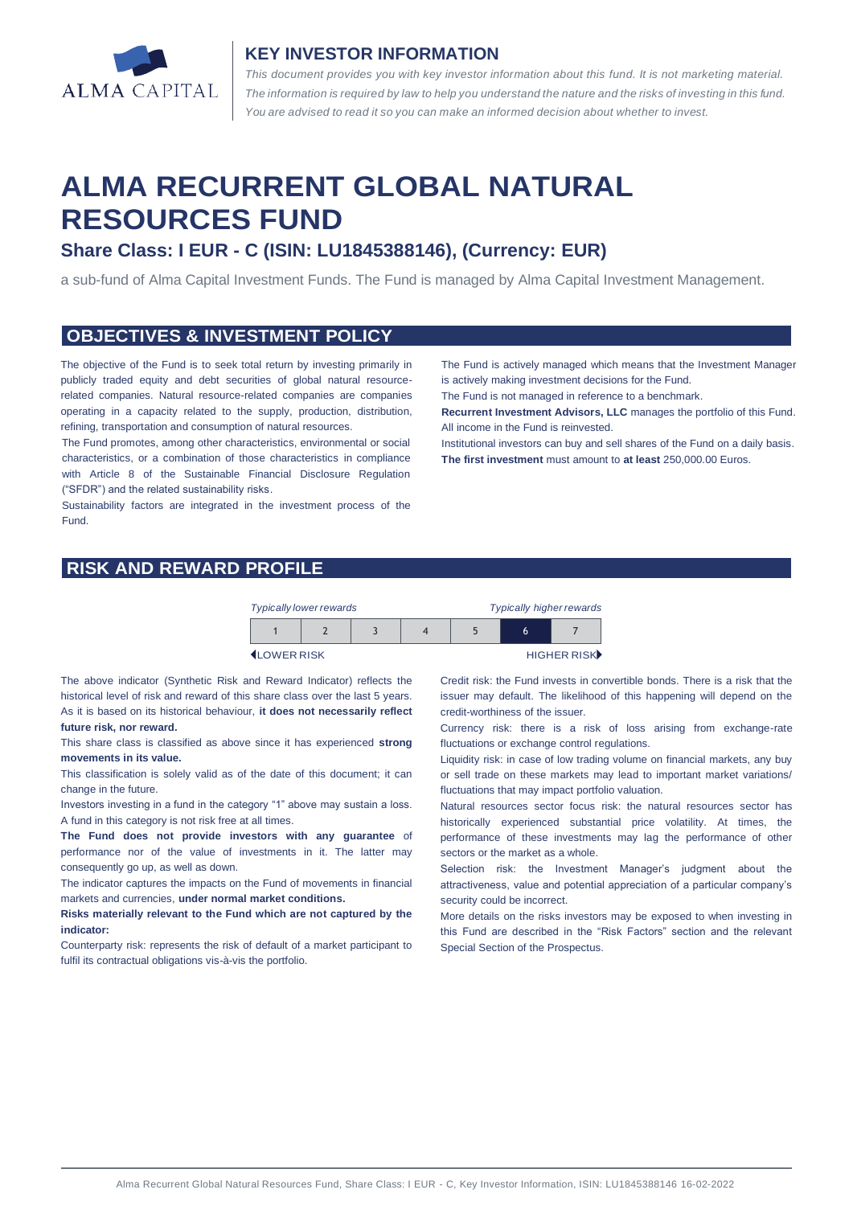## KEY INVESTOR INFORMATION

*This document provides you with key investor information about this fund. It is not marketing material. The information is required by law to help you understand the nature and the risks of investing in this fund. You are advised to read it so you can make an informed decision about whether to invest.*

# ALMA RECURRENT GLOBAL NATURAL RESOURCES FUND

### Share Class: I EUR - C (ISIN: LU1845388146), (Currency: EUR)

a sub-fund of Alma Capital Investment Funds. The Fund is managed by Alma Capital Investment Management.

## OBJECTIVES & INVESTMENT POLICY

The objective of the Fund is to seek total return by investing primarily in publicly traded equity and debt securities of global natural resource-related companies. Natural resource-related companies are companies operating in a capacity related to the supply, production, distribution, refining, transportation and consumption of natural resources.

The Fund promotes, among other characteristics, environmental or social characteristics, or a combination of those characteristics in compliance with Article 8 of the Sustainable Financial Disclosure Regulation ("SFDR") and the related sustainability risks.

Sustainability factors are integrated in the investment process of the Fund.

The Fund is actively managed which means that the Investment Manager is actively making investment decisions for the Fund.

The Fund is not managed in reference to a benchmark.

**Recurrent Investment Advisors, LLC** manages the portfolio of this Fund.

All income in the Fund is reinvested.

Institutional investors can buy and sell shares of the Fund on a daily basis.

**The first investment** must amount to **at least** 250,000.00 Euros.

## RISK AND REWARD PROFILE

*Typically lower rewards* — *Typically higher rewards*

| 1 | 2 | 3 | 4 | 5 | 6 | 7 |
|---|---|---|---|---|---|---|

LOWER RISK — HIGHER RISK

(Highlighted category: 6)

The above indicator (Synthetic Risk and Reward Indicator) reflects the historical level of risk and reward of this share class over the last 5 years. As it is based on its historical behaviour, **it does not necessarily reflect future risk, nor reward.**

This share class is classified as above since it has experienced **strong movements in its value.**

This classification is solely valid as of the date of this document; it can change in the future.

Investors investing in a fund in the category "1" above may sustain a loss. A fund in this category is not risk free at all times.

**The Fund does not provide investors with any guarantee** of performance nor of the value of investments in it. The latter may consequently go up, as well as down.

The indicator captures the impacts on the Fund of movements in financial markets and currencies, **under normal market conditions.**

**Risks materially relevant to the Fund which are not captured by the indicator:**

Counterparty risk: represents the risk of default of a market participant to fulfil its contractual obligations vis-à-vis the portfolio.

Credit risk: the Fund invests in convertible bonds. There is a risk that the issuer may default. The likelihood of this happening will depend on the credit-worthiness of the issuer.

Currency risk: there is a risk of loss arising from exchange-rate fluctuations or exchange control regulations.

Liquidity risk: in case of low trading volume on financial markets, any buy or sell trade on these markets may lead to important market variations/ fluctuations that may impact portfolio valuation.

Natural resources sector focus risk: the natural resources sector has historically experienced substantial price volatility. At times, the performance of these investments may lag the performance of other sectors or the market as a whole.

Selection risk: the Investment Manager's judgment about the attractiveness, value and potential appreciation of a particular company's security could be incorrect.

More details on the risks investors may be exposed to when investing in this Fund are described in the "Risk Factors" section and the relevant Special Section of the Prospectus.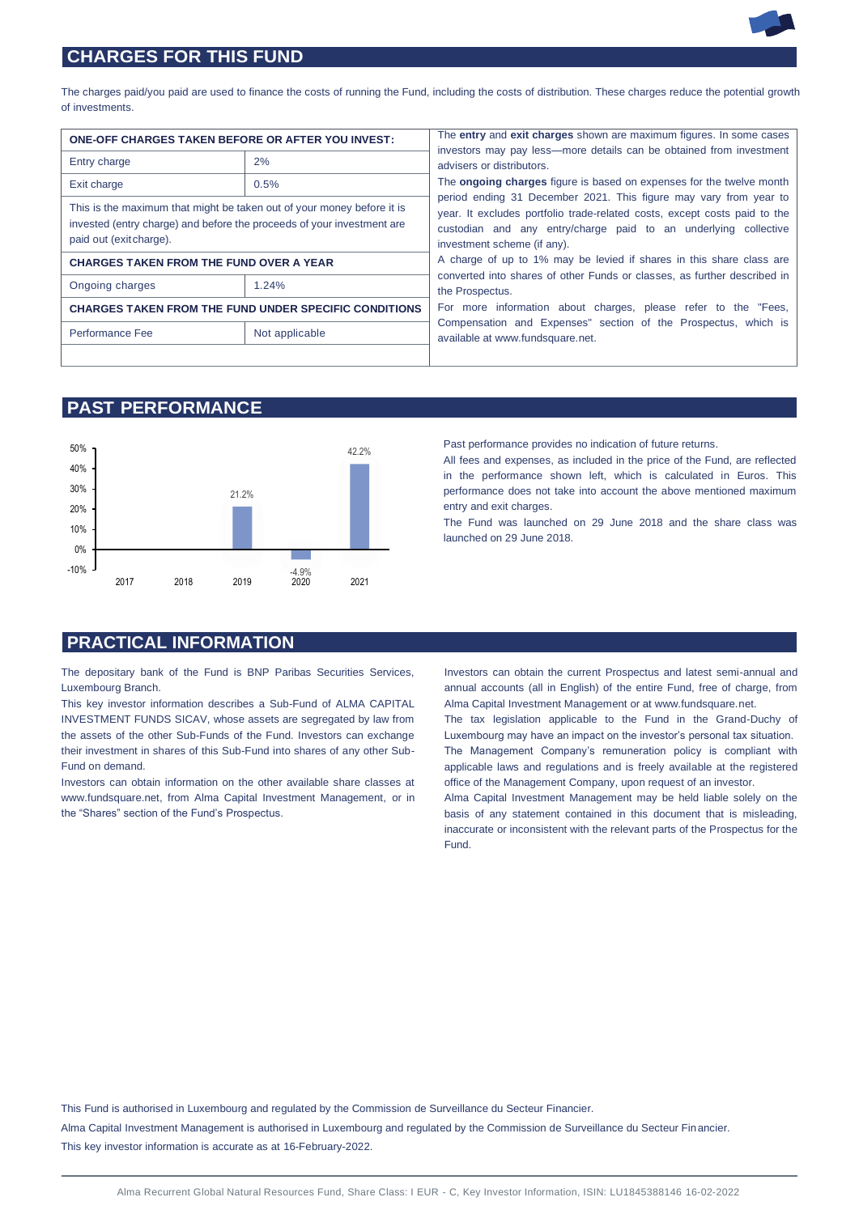## CHARGES FOR THIS FUND

The charges paid/you paid are used to finance the costs of running the Fund, including the costs of distribution. These charges reduce the potential growth of investments.

| ONE-OFF CHARGES TAKEN BEFORE OR AFTER YOU INVEST: | |
|---|---|
| Entry charge | 2% |
| Exit charge | 0.5% |
| This is the maximum that might be taken out of your money before it is invested (entry charge) and before the proceeds of your investment are paid out (exit charge). | |
| **CHARGES TAKEN FROM THE FUND OVER A YEAR** | |
| Ongoing charges | 1.24% |
| **CHARGES TAKEN FROM THE FUND UNDER SPECIFIC CONDITIONS** | |
| Performance Fee | Not applicable |

The **entry** and **exit charges** shown are maximum figures. In some cases investors may pay less—more details can be obtained from investment advisers or distributors.

The **ongoing charges** figure is based on expenses for the twelve month period ending 31 December 2021. This figure may vary from year to year. It excludes portfolio trade-related costs, except costs paid to the custodian and any entry/charge paid to an underlying collective investment scheme (if any).

A charge of up to 1% may be levied if shares in this share class are converted into shares of other Funds or classes, as further described in the Prospectus.

For more information about charges, please refer to the "Fees, Compensation and Expenses" section of the Prospectus, which is available at www.fundsquare.net.

## PAST PERFORMANCE

50%
40%
30%
20%
10%
0%
-10%

2017
2018
2019
2020
2021

21.2%
-4.9%
42.2%

Past performance provides no indication of future returns.

All fees and expenses, as included in the price of the Fund, are reflected in the performance shown left, which is calculated in Euros. This performance does not take into account the above mentioned maximum entry and exit charges.

The Fund was launched on 29 June 2018 and the share class was launched on 29 June 2018.

## PRACTICAL INFORMATION

The depositary bank of the Fund is BNP Paribas Securities Services, Luxembourg Branch.

This key investor information describes a Sub-Fund of ALMA CAPITAL INVESTMENT FUNDS SICAV, whose assets are segregated by law from the assets of the other Sub-Funds of the Fund. Investors can exchange their investment in shares of this Sub-Fund into shares of any other Sub-Fund on demand.

Investors can obtain information on the other available share classes at www.fundsquare.net, from Alma Capital Investment Management, or in the "Shares" section of the Fund's Prospectus.

Investors can obtain the current Prospectus and latest semi-annual and annual accounts (all in English) of the entire Fund, free of charge, from Alma Capital Investment Management or at www.fundsquare.net.

The tax legislation applicable to the Fund in the Grand-Duchy of Luxembourg may have an impact on the investor's personal tax situation.

The Management Company's remuneration policy is compliant with applicable laws and regulations and is freely available at the registered office of the Management Company, upon request of an investor.

Alma Capital Investment Management may be held liable solely on the basis of any statement contained in this document that is misleading, inaccurate or inconsistent with the relevant parts of the Prospectus for the Fund.

This Fund is authorised in Luxembourg and regulated by the Commission de Surveillance du Secteur Financier.

Alma Capital Investment Management is authorised in Luxembourg and regulated by the Commission de Surveillance du Secteur Financier.

This key investor information is accurate as at 16-February-2022.